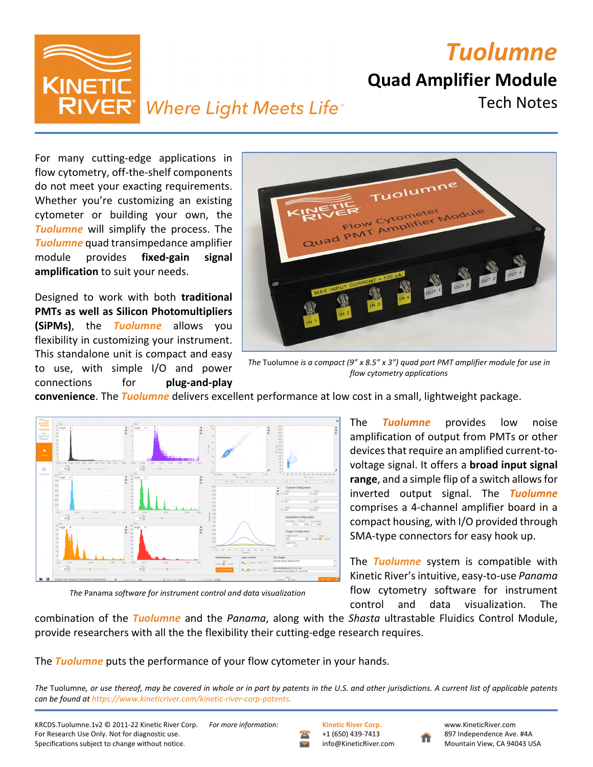# Tuolumne

## Quad Amplifier Module

### Tech Notes

Where Light Meets Life™

For many cutting-edge applications in flow cytometry, off-the-shelf components do not meet your exacting requirements. Whether you're customizing an existing cytometer or building your own, the ***Tuolumne*** will simplify the process. The ***Tuolumne*** quad transimpedance amplifier module provides **fixed-gain signal amplification** to suit your needs.

Designed to work with both **traditional PMTs as well as Silicon Photomultipliers (SiPMs)**, the ***Tuolumne*** allows you flexibility in customizing your instrument. This standalone unit is compact and easy to use, with simple I/O and power connections for **plug-and-play convenience**. The ***Tuolumne*** delivers excellent performance at low cost in a small, lightweight package.

*The* Tuolumne *is a compact (9" x 8.5" x 3") quad port PMT amplifier module for use in flow cytometry applications*

The ***Tuolumne*** provides low noise amplification of output from PMTs or other devices that require an amplified current-to-voltage signal. It offers a **broad input signal range**, and a simple flip of a switch allows for inverted output signal. The ***Tuolumne*** comprises a 4-channel amplifier board in a compact housing, with I/O provided through SMA-type connectors for easy hook up.

*The* Panama *software for instrument control and data visualization*

The ***Tuolumne*** system is compatible with Kinetic River's intuitive, easy-to-use *Panama* flow cytometry software for instrument control and data visualization. The combination of the ***Tuolumne*** and the *Panama*, along with the *Shasta* ultrastable Fluidics Control Module, provide researchers with all the the flexibility their cutting-edge research requires.

The ***Tuolumne*** puts the performance of your flow cytometer in your hands.

*The* Tuolumne*, or use thereof, may be covered in whole or in part by patents in the U.S. and other jurisdictions. A current list of applicable patents can be found at https://www.kineticriver.com/kinetic-river-corp-patents.*

KRCDS.Tuolumne.1v2 © 2011-22 Kinetic River Corp.
For Research Use Only. Not for diagnostic use.
Specifications subject to change without notice.

*For more information:*

**Kinetic River Corp.**
+1 (650) 439-7413
info@KineticRiver.com

www.KineticRiver.com
897 Independence Ave. #4A
Mountain View, CA 94043 USA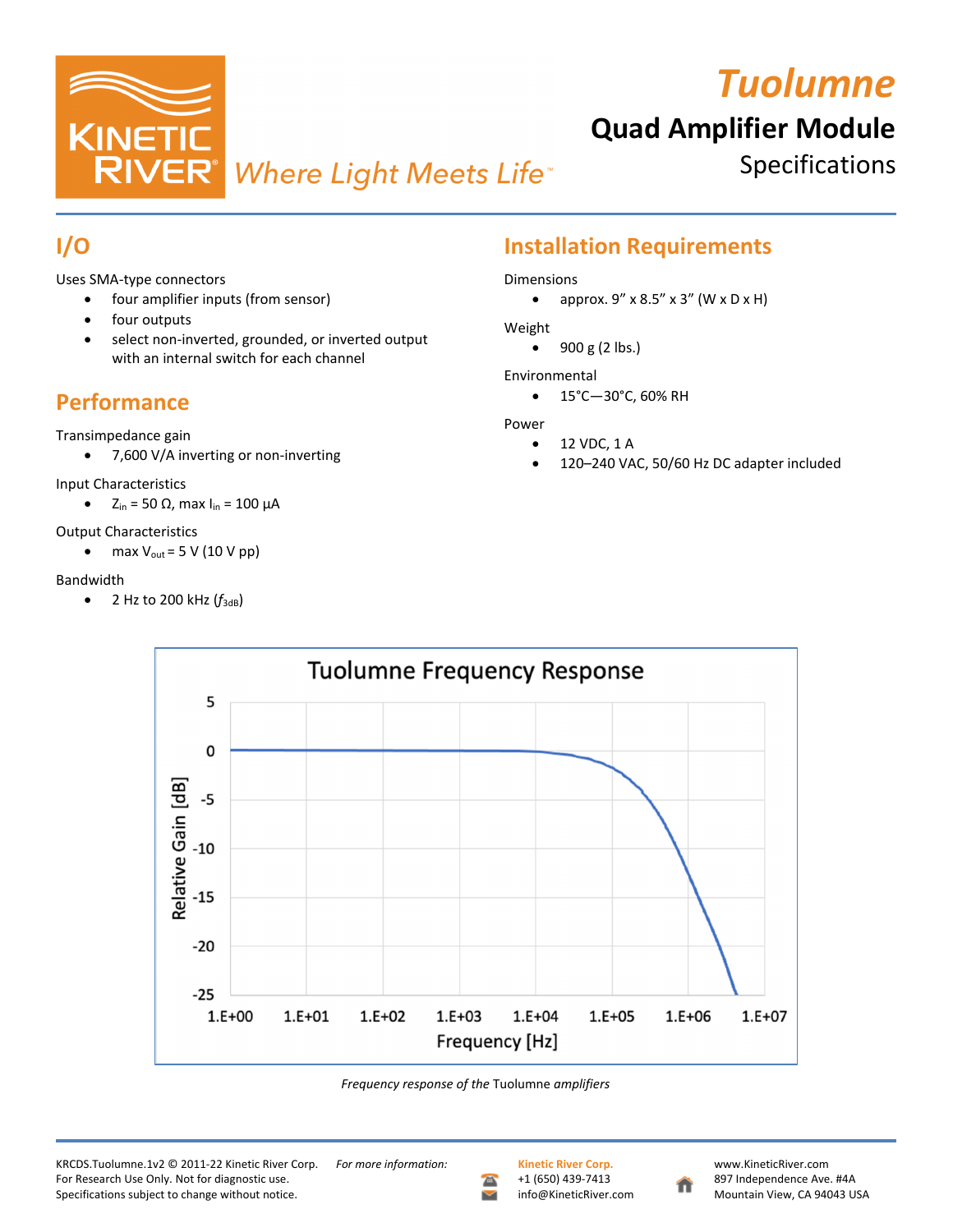# Tuolumne

## Quad Amplifier Module

Specifications

KINETIC RIVER® *Where Light Meets Life*™

## I/O

Uses SMA-type connectors

- four amplifier inputs (from sensor)
- four outputs
- select non-inverted, grounded, or inverted output with an internal switch for each channel

## Performance

Transimpedance gain

- 7,600 V/A inverting or non-inverting

Input Characteristics

- $Z_{in}$ = 50 Ω, max $I_{in}$ = 100 µA

Output Characteristics

- max $V_{out}$ = 5 V (10 V pp)

Bandwidth

- 2 Hz to 200 kHz ($f_{3dB}$)

## Installation Requirements

Dimensions

- approx. 9" x 8.5" x 3" (W x D x H)

Weight

- 900 g (2 lbs.)

Environmental

- 15°C—30°C, 60% RH

Power

- 12 VDC, 1 A
- 120–240 VAC, 50/60 Hz DC adapter included

Tuolumne Frequency Response

Relative Gain [dB]

5
0
-5
-10
-15
-20
-25

1.E+00 1.E+01 1.E+02 1.E+03 1.E+04 1.E+05 1.E+06 1.E+07

Frequency [Hz]

*Frequency response of the* Tuolumne *amplifiers*

KRCDS.Tuolumne.1v2 © 2011-22 Kinetic River Corp.
For Research Use Only. Not for diagnostic use.
Specifications subject to change without notice.

*For more information:*

**Kinetic River Corp.**
+1 (650) 439-7413
info@KineticRiver.com

www.KineticRiver.com
897 Independence Ave. #4A
Mountain View, CA 94043 USA